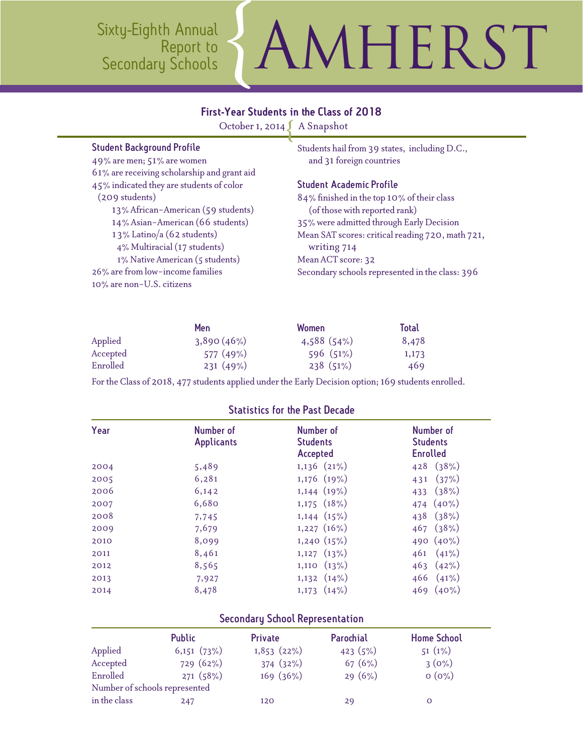# Sixty-Eighth Annual Report to Secondary Schools — AMHERST

## First-Year Students in the Class of 2018

October 1, 2014 { A Snapshot

### Student Background Profile

49% are men; 51% are women
61% are receiving scholarship and grant aid
45% indicated they are students of color (209 students)

- 13% African-American (59 students)
- 14% Asian-American (66 students)
- 13% Latino/a (62 students)
- 4% Multiracial (17 students)
- 1% Native American (5 students)

26% are from low-income families
10% are non-U.S. citizens

Students hail from 39 states, including D.C., and 31 foreign countries

### Student Academic Profile

84% finished in the top 10% of their class (of those with reported rank)
35% were admitted through Early Decision
Mean SAT scores: critical reading 720, math 721, writing 714
Mean ACT score: 32
Secondary schools represented in the class: 396

| | Men | Women | Total |
|---|---|---|---|
| Applied | 3,890 (46%) | 4,588 (54%) | 8,478 |
| Accepted | 577 (49%) | 596 (51%) | 1,173 |
| Enrolled | 231 (49%) | 238 (51%) | 469 |

For the Class of 2018, 477 students applied under the Early Decision option; 169 students enrolled.

### Statistics for the Past Decade

| Year | Number of Applicants | Number of Students Accepted | Number of Students Enrolled |
|---|---|---|---|
| 2004 | 5,489 | 1,136 (21%) | 428 (38%) |
| 2005 | 6,281 | 1,176 (19%) | 431 (37%) |
| 2006 | 6,142 | 1,144 (19%) | 433 (38%) |
| 2007 | 6,680 | 1,175 (18%) | 474 (40%) |
| 2008 | 7,745 | 1,144 (15%) | 438 (38%) |
| 2009 | 7,679 | 1,227 (16%) | 467 (38%) |
| 2010 | 8,099 | 1,240 (15%) | 490 (40%) |
| 2011 | 8,461 | 1,127 (13%) | 461 (41%) |
| 2012 | 8,565 | 1,110 (13%) | 463 (42%) |
| 2013 | 7,927 | 1,132 (14%) | 466 (41%) |
| 2014 | 8,478 | 1,173 (14%) | 469 (40%) |

### Secondary School Representation

| | Public | Private | Parochial | Home School |
|---|---|---|---|---|
| Applied | 6,151 (73%) | 1,853 (22%) | 423 (5%) | 51 (1%) |
| Accepted | 729 (62%) | 374 (32%) | 67 (6%) | 3 (0%) |
| Enrolled | 271 (58%) | 169 (36%) | 29 (6%) | 0 (0%) |
| Number of schools represented in the class | 247 | 120 | 29 | 0 |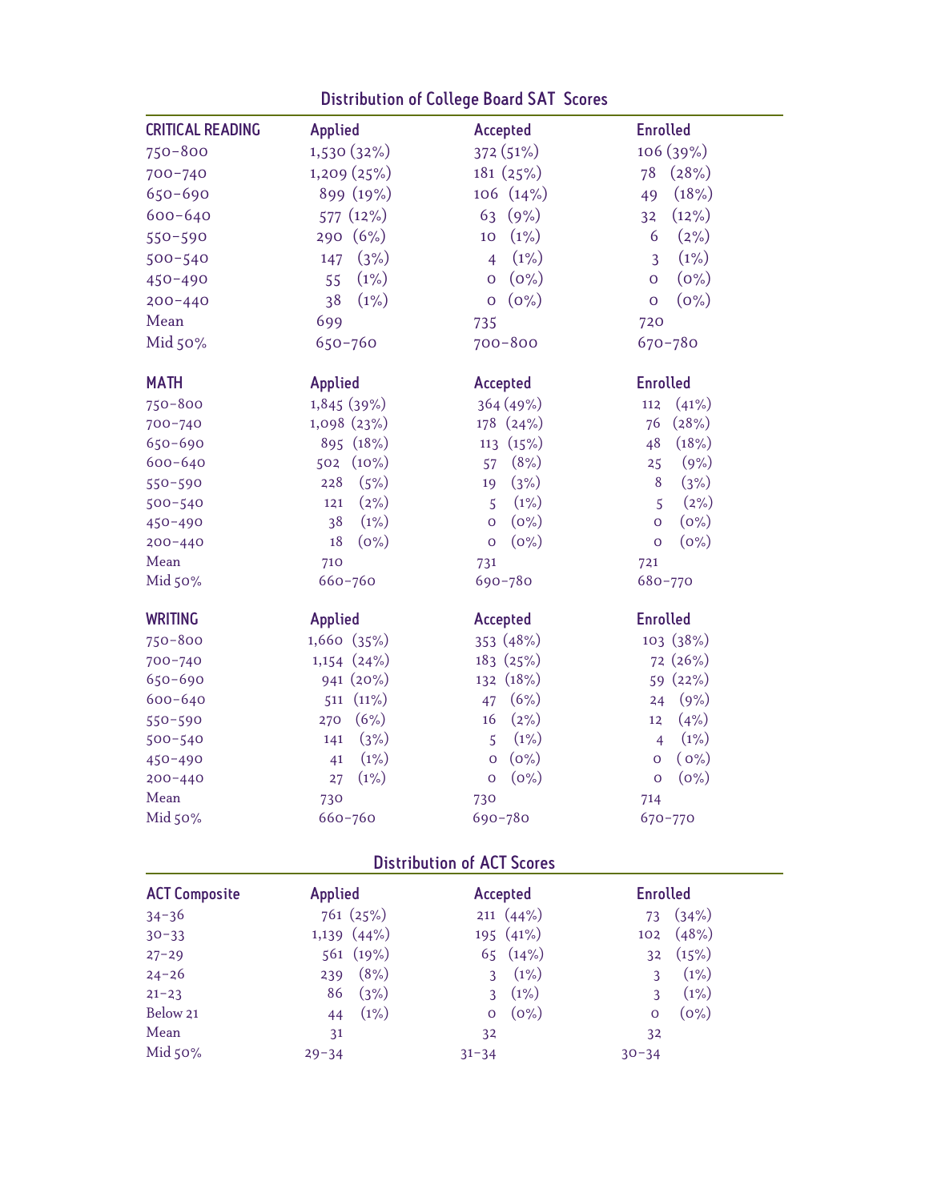## Distribution of College Board SAT Scores

| CRITICAL READING | Applied | Accepted | Enrolled |
|---|---|---|---|
| 750–800 | 1,530 (32%) | 372 (51%) | 106 (39%) |
| 700–740 | 1,209 (25%) | 181 (25%) | 78 (28%) |
| 650–690 | 899 (19%) | 106 (14%) | 49 (18%) |
| 600–640 | 577 (12%) | 63 (9%) | 32 (12%) |
| 550–590 | 290 (6%) | 10 (1%) | 6 (2%) |
| 500–540 | 147 (3%) | 4 (1%) | 3 (1%) |
| 450–490 | 55 (1%) | 0 (0%) | 0 (0%) |
| 200–440 | 38 (1%) | 0 (0%) | 0 (0%) |
| Mean | 699 | 735 | 720 |
| Mid 50% | 650–760 | 700–800 | 670–780 |

| MATH | Applied | Accepted | Enrolled |
|---|---|---|---|
| 750–800 | 1,845 (39%) | 364 (49%) | 112 (41%) |
| 700–740 | 1,098 (23%) | 178 (24%) | 76 (28%) |
| 650–690 | 895 (18%) | 113 (15%) | 48 (18%) |
| 600–640 | 502 (10%) | 57 (8%) | 25 (9%) |
| 550–590 | 228 (5%) | 19 (3%) | 8 (3%) |
| 500–540 | 121 (2%) | 5 (1%) | 5 (2%) |
| 450–490 | 38 (1%) | 0 (0%) | 0 (0%) |
| 200–440 | 18 (0%) | 0 (0%) | 0 (0%) |
| Mean | 710 | 731 | 721 |
| Mid 50% | 660–760 | 690–780 | 680–770 |

| WRITING | Applied | Accepted | Enrolled |
|---|---|---|---|
| 750–800 | 1,660 (35%) | 353 (48%) | 103 (38%) |
| 700–740 | 1,154 (24%) | 183 (25%) | 72 (26%) |
| 650–690 | 941 (20%) | 132 (18%) | 59 (22%) |
| 600–640 | 511 (11%) | 47 (6%) | 24 (9%) |
| 550–590 | 270 (6%) | 16 (2%) | 12 (4%) |
| 500–540 | 141 (3%) | 5 (1%) | 4 (1%) |
| 450–490 | 41 (1%) | 0 (0%) | 0 (0%) |
| 200–440 | 27 (1%) | 0 (0%) | 0 (0%) |
| Mean | 730 | 730 | 714 |
| Mid 50% | 660–760 | 690–780 | 670–770 |

## Distribution of ACT Scores

| ACT Composite | Applied | Accepted | Enrolled |
|---|---|---|---|
| 34–36 | 761 (25%) | 211 (44%) | 73 (34%) |
| 30–33 | 1,139 (44%) | 195 (41%) | 102 (48%) |
| 27–29 | 561 (19%) | 65 (14%) | 32 (15%) |
| 24–26 | 239 (8%) | 3 (1%) | 3 (1%) |
| 21–23 | 86 (3%) | 3 (1%) | 3 (1%) |
| Below 21 | 44 (1%) | 0 (0%) | 0 (0%) |
| Mean | 31 | 32 | 32 |
| Mid 50% | 29–34 | 31–34 | 30–34 |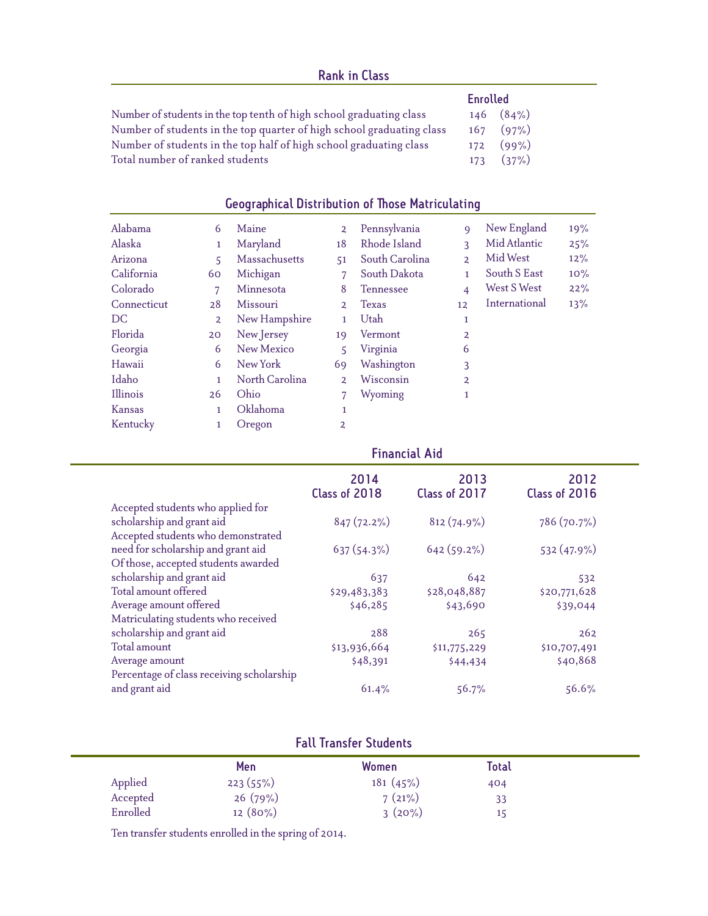## Rank in Class

| | Enrolled |
|---|---|
| Number of students in the top tenth of high school graduating class | 146 (84%) |
| Number of students in the top quarter of high school graduating class | 167 (97%) |
| Number of students in the top half of high school graduating class | 172 (99%) |
| Total number of ranked students | 173 (37%) |

## Geographical Distribution of Those Matriculating

| State | # | State | # | State | # | Region | % |
|---|---|---|---|---|---|---|---|
| Alabama | 6 | Maine | 2 | Pennsylvania | 9 | New England | 19% |
| Alaska | 1 | Maryland | 18 | Rhode Island | 3 | Mid Atlantic | 25% |
| Arizona | 5 | Massachusetts | 51 | South Carolina | 2 | Mid West | 12% |
| California | 60 | Michigan | 7 | South Dakota | 1 | South S East | 10% |
| Colorado | 7 | Minnesota | 8 | Tennessee | 4 | West S West | 22% |
| Connecticut | 28 | Missouri | 2 | Texas | 12 | International | 13% |
| DC | 2 | New Hampshire | 1 | Utah | 1 | | |
| Florida | 20 | New Jersey | 19 | Vermont | 2 | | |
| Georgia | 6 | New Mexico | 5 | Virginia | 6 | | |
| Hawaii | 6 | New York | 69 | Washington | 3 | | |
| Idaho | 1 | North Carolina | 2 | Wisconsin | 2 | | |
| Illinois | 26 | Ohio | 7 | Wyoming | 1 | | |
| Kansas | 1 | Oklahoma | 1 | | | | |
| Kentucky | 1 | Oregon | 2 | | | | |

## Financial Aid

| | 2014 Class of 2018 | 2013 Class of 2017 | 2012 Class of 2016 |
|---|---|---|---|
| Accepted students who applied for scholarship and grant aid | 847 (72.2%) | 812 (74.9%) | 786 (70.7%) |
| Accepted students who demonstrated need for scholarship and grant aid | 637 (54.3%) | 642 (59.2%) | 532 (47.9%) |
| Of those, accepted students awarded scholarship and grant aid | 637 | 642 | 532 |
| Total amount offered | $29,483,383 | $28,048,887 | $20,771,628 |
| Average amount offered | $46,285 | $43,690 | $39,044 |
| Matriculating students who received scholarship and grant aid | 288 | 265 | 262 |
| Total amount | $13,936,664 | $11,775,229 | $10,707,491 |
| Average amount | $48,391 | $44,434 | $40,868 |
| Percentage of class receiving scholarship and grant aid | 61.4% | 56.7% | 56.6% |

## Fall Transfer Students

| | Men | Women | Total |
|---|---|---|---|
| Applied | 223 (55%) | 181 (45%) | 404 |
| Accepted | 26 (79%) | 7 (21%) | 33 |
| Enrolled | 12 (80%) | 3 (20%) | 15 |

Ten transfer students enrolled in the spring of 2014.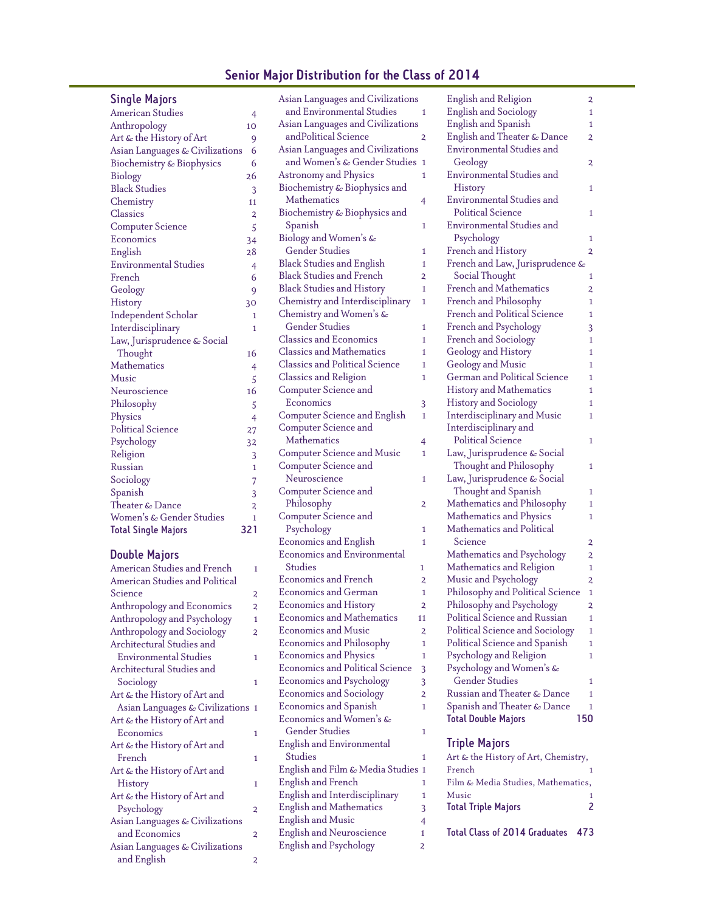# Senior Major Distribution for the Class of 2014

## Single Majors

| Major | Count |
|---|---|
| American Studies | 4 |
| Anthropology | 10 |
| Art & the History of Art | 9 |
| Asian Languages & Civilizations | 6 |
| Biochemistry & Biophysics | 6 |
| Biology | 26 |
| Black Studies | 3 |
| Chemistry | 11 |
| Classics | 2 |
| Computer Science | 5 |
| Economics | 34 |
| English | 28 |
| Environmental Studies | 4 |
| French | 6 |
| Geology | 9 |
| History | 30 |
| Independent Scholar | 1 |
| Interdisciplinary | 1 |
| Law, Jurisprudence & Social Thought | 16 |
| Mathematics | 4 |
| Music | 5 |
| Neuroscience | 16 |
| Philosophy | 5 |
| Physics | 4 |
| Political Science | 27 |
| Psychology | 32 |
| Religion | 3 |
| Russian | 1 |
| Sociology | 7 |
| Spanish | 3 |
| Theater & Dance | 2 |
| Women's & Gender Studies | 1 |
| **Total Single Majors** | **321** |

## Double Majors

| Major | Count |
|---|---|
| American Studies and French | 1 |
| American Studies and Political Science | 2 |
| Anthropology and Economics | 2 |
| Anthropology and Psychology | 1 |
| Anthropology and Sociology | 2 |
| Architectural Studies and Environmental Studies | 1 |
| Architectural Studies and Sociology | 1 |
| Art & the History of Art and Asian Languages & Civilizations | 1 |
| Art & the History of Art and Economics | 1 |
| Art & the History of Art and French | 1 |
| Art & the History of Art and History | 1 |
| Art & the History of Art and Psychology | 2 |
| Asian Languages & Civilizations and Economics | 2 |
| Asian Languages & Civilizations and English | 2 |
| Asian Languages and Civilizations and Environmental Studies | 1 |
| Asian Languages and Civilizations andPolitical Science | 2 |
| Asian Languages and Civilizations and Women's & Gender Studies | 1 |
| Astronomy and Physics | 1 |
| Biochemistry & Biophysics and Mathematics | 4 |
| Biochemistry & Biophysics and Spanish | 1 |
| Biology and Women's & Gender Studies | 1 |
| Black Studies and English | 1 |
| Black Studies and French | 2 |
| Black Studies and History | 1 |
| Chemistry and Interdisciplinary | 1 |
| Chemistry and Women's & Gender Studies | 1 |
| Classics and Economics | 1 |
| Classics and Mathematics | 1 |
| Classics and Political Science | 1 |
| Classics and Religion | 1 |
| Computer Science and Economics | 3 |
| Computer Science and English | 1 |
| Computer Science and Mathematics | 4 |
| Computer Science and Music | 1 |
| Computer Science and Neuroscience | 1 |
| Computer Science and Philosophy | 2 |
| Computer Science and Psychology | 1 |
| Economics and English | 1 |
| Economics and Environmental Studies | 1 |
| Economics and French | 2 |
| Economics and German | 1 |
| Economics and History | 2 |
| Economics and Mathematics | 11 |
| Economics and Music | 2 |
| Economics and Philosophy | 1 |
| Economics and Physics | 1 |
| Economics and Political Science | 3 |
| Economics and Psychology | 3 |
| Economics and Sociology | 2 |
| Economics and Spanish | 1 |
| Economics and Women's & Gender Studies | 1 |
| English and Environmental Studies | 1 |
| English and Film & Media Studies | 1 |
| English and French | 1 |
| English and Interdisciplinary | 1 |
| English and Mathematics | 3 |
| English and Music | 4 |
| English and Neuroscience | 1 |
| English and Psychology | 2 |
| English and Religion | 2 |
| English and Sociology | 1 |
| English and Spanish | 1 |
| English and Theater & Dance | 2 |
| Environmental Studies and Geology | 2 |
| Environmental Studies and History | 1 |
| Environmental Studies and Political Science | 1 |
| Environmental Studies and Psychology | 1 |
| French and History | 2 |
| French and Law, Jurisprudence & Social Thought | 1 |
| French and Mathematics | 2 |
| French and Philosophy | 1 |
| French and Political Science | 1 |
| French and Psychology | 3 |
| French and Sociology | 1 |
| Geology and History | 1 |
| Geology and Music | 1 |
| German and Political Science | 1 |
| History and Mathematics | 1 |
| History and Sociology | 1 |
| Interdisciplinary and Music | 1 |
| Interdisciplinary and Political Science | 1 |
| Law, Jurisprudence & Social Thought and Philosophy | 1 |
| Law, Jurisprudence & Social Thought and Spanish | 1 |
| Mathematics and Philosophy | 1 |
| Mathematics and Physics | 1 |
| Mathematics and Political Science | 2 |
| Mathematics and Psychology | 2 |
| Mathematics and Religion | 1 |
| Music and Psychology | 2 |
| Philosophy and Political Science | 1 |
| Philosophy and Psychology | 2 |
| Political Science and Russian | 1 |
| Political Science and Sociology | 1 |
| Political Science and Spanish | 1 |
| Psychology and Religion | 1 |
| Psychology and Women's & Gender Studies | 1 |
| Russian and Theater & Dance | 1 |
| Spanish and Theater & Dance | 1 |
| **Total Double Majors** | **150** |

## Triple Majors

| Major | Count |
|---|---|
| Art & the History of Art, Chemistry, French | 1 |
| Film & Media Studies, Mathematics, Music | 1 |
| **Total Triple Majors** | **2** |

**Total Class of 2014 Graduates 473**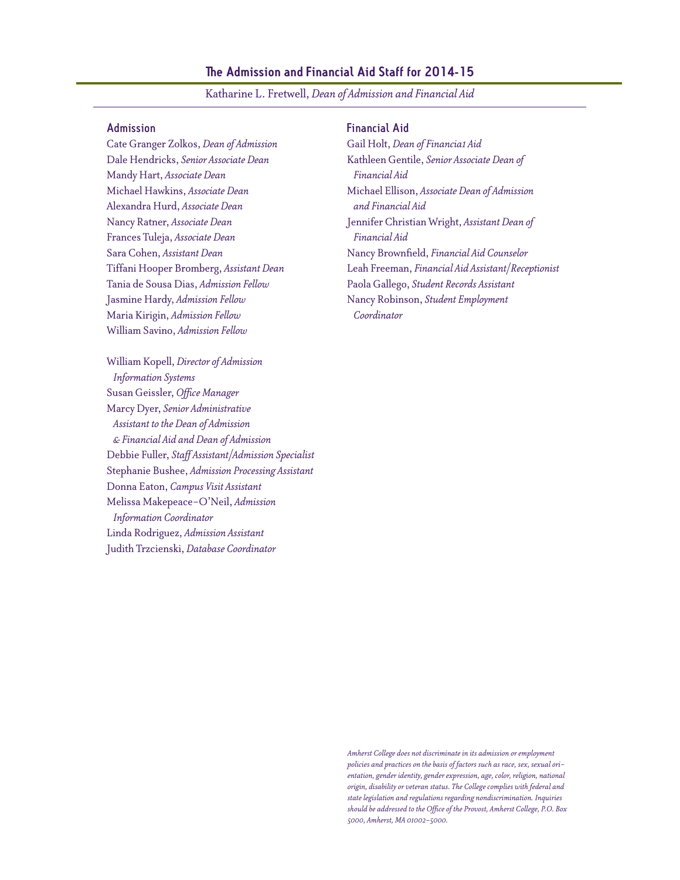## The Admission and Financial Aid Staff for 2014-15

Katharine L. Fretwell, *Dean of Admission and Financial Aid*

### Admission

Cate Granger Zolkos, *Dean of Admission*
Dale Hendricks, *Senior Associate Dean*
Mandy Hart, *Associate Dean*
Michael Hawkins, *Associate Dean*
Alexandra Hurd, *Associate Dean*
Nancy Ratner, *Associate Dean*
Frances Tuleja, *Associate Dean*
Sara Cohen, *Assistant Dean*
Tiffani Hooper Bromberg, *Assistant Dean*
Tania de Sousa Dias, *Admission Fellow*
Jasmine Hardy, *Admission Fellow*
Maria Kirigin, *Admission Fellow*
William Savino, *Admission Fellow*

William Kopell, *Director of Admission Information Systems*
Susan Geissler, *Office Manager*
Marcy Dyer, *Senior Administrative Assistant to the Dean of Admission & Financial Aid and Dean of Admission*
Debbie Fuller, *Staff Assistant/Admission Specialist*
Stephanie Bushee, *Admission Processing Assistant*
Donna Eaton, *Campus Visit Assistant*
Melissa Makepeace-O'Neil, *Admission Information Coordinator*
Linda Rodriguez, *Admission Assistant*
Judith Trzcienski, *Database Coordinator*

### Financial Aid

Gail Holt, *Dean of Financia1 Aid*
Kathleen Gentile, *Senior Associate Dean of Financial Aid*
Michael Ellison, *Associate Dean of Admission and Financial Aid*
Jennifer Christian Wright, *Assistant Dean of Financial Aid*
Nancy Brownfield, *Financial Aid Counselor*
Leah Freeman, *Financial Aid Assistant/Receptionist*
Paola Gallego, *Student Records Assistant*
Nancy Robinson, *Student Employment Coordinator*

*Amherst College does not discriminate in its admission or employment policies and practices on the basis of factors such as race, sex, sexual orientation, gender identity, gender expression, age, color, religion, national origin, disability or veteran status. The College complies with federal and state legislation and regulations regarding nondiscrimination. Inquiries should be addressed to the Office of the Provost, Amherst College, P.O. Box 5000, Amherst, MA 01002-5000.*